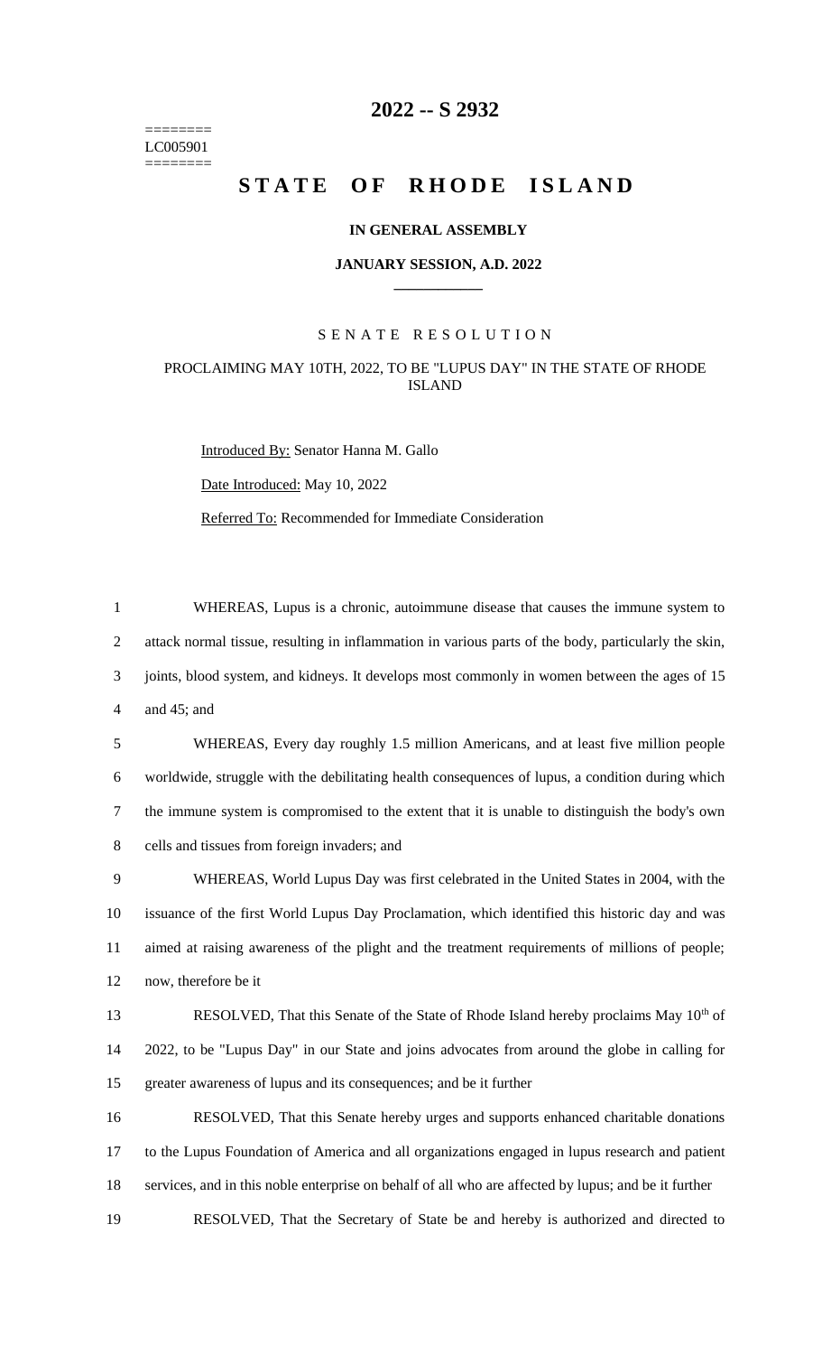# 2022 -- S 2932

========
LC005901
========

# STATE OF RHODE ISLAND

## IN GENERAL ASSEMBLY

### JANUARY SESSION, A.D. 2022

---

SENATE RESOLUTION

PROCLAIMING MAY 10TH, 2022, TO BE "LUPUS DAY" IN THE STATE OF RHODE ISLAND

Introduced By: Senator Hanna M. Gallo

Date Introduced: May 10, 2022

Referred To: Recommended for Immediate Consideration

1 WHEREAS, Lupus is a chronic, autoimmune disease that causes the immune system to
2 attack normal tissue, resulting in inflammation in various parts of the body, particularly the skin,
3 joints, blood system, and kidneys. It develops most commonly in women between the ages of 15
4 and 45; and

5 WHEREAS, Every day roughly 1.5 million Americans, and at least five million people
6 worldwide, struggle with the debilitating health consequences of lupus, a condition during which
7 the immune system is compromised to the extent that it is unable to distinguish the body's own
8 cells and tissues from foreign invaders; and

9 WHEREAS, World Lupus Day was first celebrated in the United States in 2004, with the
10 issuance of the first World Lupus Day Proclamation, which identified this historic day and was
11 aimed at raising awareness of the plight and the treatment requirements of millions of people;
12 now, therefore be it

13 RESOLVED, That this Senate of the State of Rhode Island hereby proclaims May 10th of
14 2022, to be "Lupus Day" in our State and joins advocates from around the globe in calling for
15 greater awareness of lupus and its consequences; and be it further

16 RESOLVED, That this Senate hereby urges and supports enhanced charitable donations
17 to the Lupus Foundation of America and all organizations engaged in lupus research and patient
18 services, and in this noble enterprise on behalf of all who are affected by lupus; and be it further

19 RESOLVED, That the Secretary of State be and hereby is authorized and directed to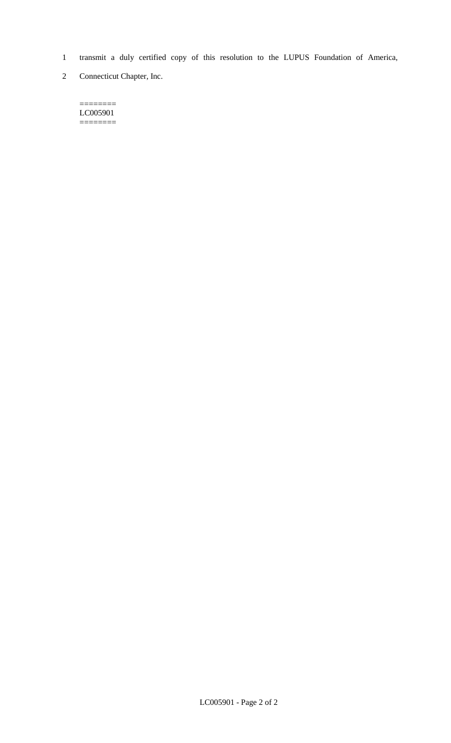transmit a duly certified copy of this resolution to the LUPUS Foundation of America, Connecticut Chapter, Inc.

========
LC005901
========